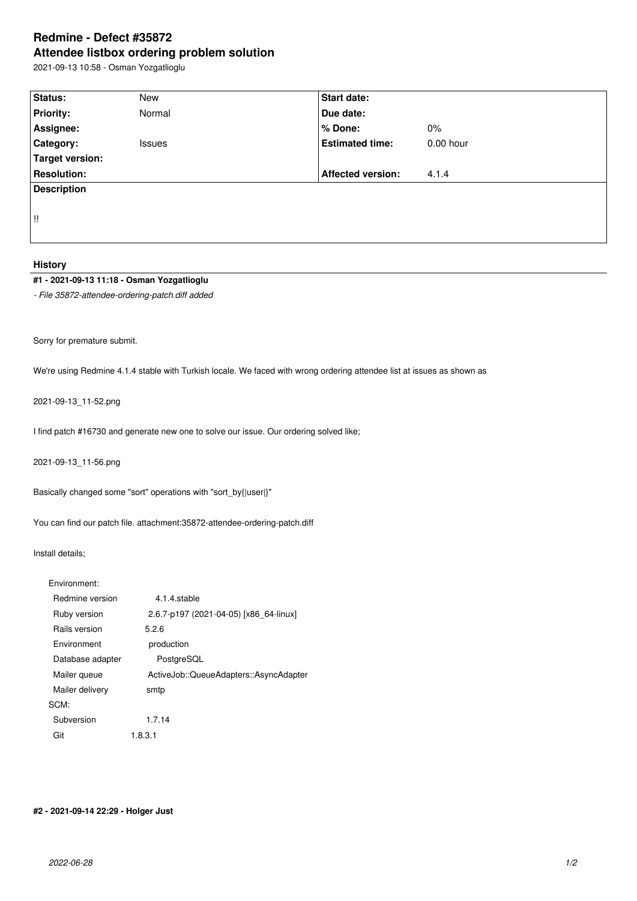# Redmine - Defect #35872

# Attendee listbox ordering problem solution

2021-09-13 10:58 - Osman Yozgatlioglu

| Status: | New | Start date: | |
|---|---|---|---|
| Priority: | Normal | Due date: | |
| Assignee: | | % Done: | 0% |
| Category: | Issues | Estimated time: | 0.00 hour |
| Target version: | | | |
| Resolution: | | Affected version: | 4.1.4 |

**Description**

!!

## History

### #1 - 2021-09-13 11:18 - Osman Yozgatlioglu

*- File 35872-attendee-ordering-patch.diff added*

Sorry for premature submit.

We're using Redmine 4.1.4 stable with Turkish locale. We faced with wrong ordering attendee list at issues as shown as

2021-09-13_11-52.png

I find patch #16730 and generate new one to solve our issue. Our ordering solved like;

2021-09-13_11-56.png

Basically changed some "sort" operations with "sort_by{|user|}"

You can find our patch file. attachment:35872-attendee-ordering-patch.diff

Install details;

```
Environment:
  Redmine version          4.1.4.stable
  Ruby version             2.6.7-p197 (2021-04-05) [x86_64-linux]
  Rails version            5.2.6
  Environment              production
  Database adapter         PostgreSQL
  Mailer queue             ActiveJob::QueueAdapters::AsyncAdapter
  Mailer delivery          smtp
SCM:
  Subversion               1.7.14
  Git                      1.8.3.1
```

### #2 - 2021-09-14 22:29 - Holger Just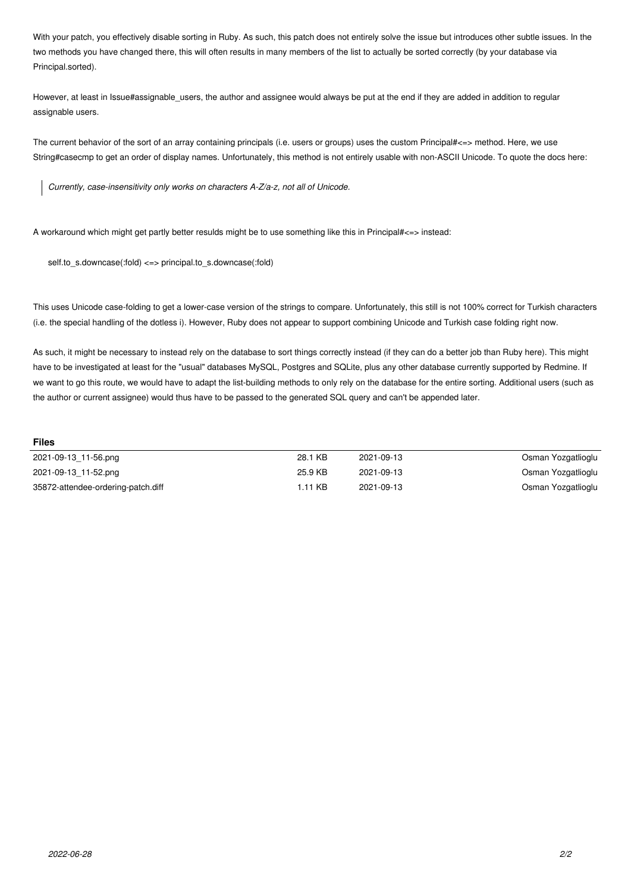With your patch, you effectively disable sorting in Ruby. As such, this patch does not entirely solve the issue but introduces other subtle issues. In the two methods you have changed there, this will often results in many members of the list to actually be sorted correctly (by your database via Principal.sorted).

However, at least in Issue#assignable_users, the author and assignee would always be put at the end if they are added in addition to regular assignable users.

The current behavior of the sort of an array containing principals (i.e. users or groups) uses the custom Principal#<=> method. Here, we use String#casecmp to get an order of display names. Unfortunately, this method is not entirely usable with non-ASCII Unicode. To quote the docs here:

> *Currently, case-insensitivity only works on characters A-Z/a-z, not all of Unicode.*

A workaround which might get partly better resulds might be to use something like this in Principal#<=> instead:

```
self.to_s.downcase(:fold) <=> principal.to_s.downcase(:fold)
```

This uses Unicode case-folding to get a lower-case version of the strings to compare. Unfortunately, this still is not 100% correct for Turkish characters (i.e. the special handling of the dotless i). However, Ruby does not appear to support combining Unicode and Turkish case folding right now.

As such, it might be necessary to instead rely on the database to sort things correctly instead (if they can do a better job than Ruby here). This might have to be investigated at least for the "usual" databases MySQL, Postgres and SQLite, plus any other database currently supported by Redmine. If we want to go this route, we would have to adapt the list-building methods to only rely on the database for the entire sorting. Additional users (such as the author or current assignee) would thus have to be passed to the generated SQL query and can't be appended later.

**Files**

| | | | |
|---|---|---|---|
| 2021-09-13_11-56.png | 28.1 KB | 2021-09-13 | Osman Yozgatlioglu |
| 2021-09-13_11-52.png | 25.9 KB | 2021-09-13 | Osman Yozgatlioglu |
| 35872-attendee-ordering-patch.diff | 1.11 KB | 2021-09-13 | Osman Yozgatlioglu |